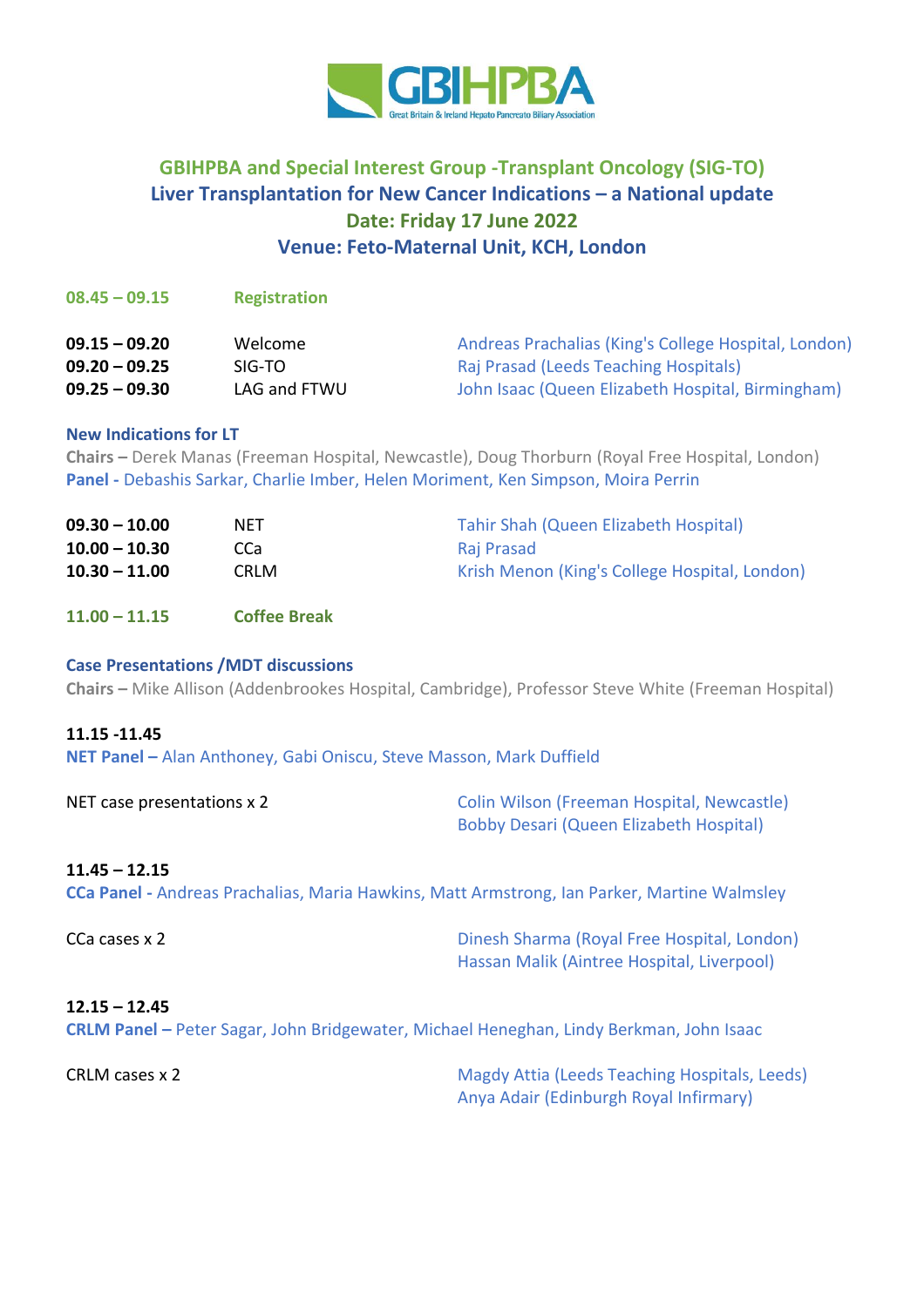GBIHPBA

Great Britain & Ireland Hepato Pancreato Biliary Association

## GBIHPBA and Special Interest Group -Transplant Oncology (SIG-TO)
## Liver Transplantation for New Cancer Indications – a National update
## Date: Friday 17 June 2022
## Venue: Feto-Maternal Unit, KCH, London

**08.45 – 09.15** **Registration**

| | | |
|---|---|---|
| **09.15 – 09.20** | Welcome | Andreas Prachalias (King's College Hospital, London) |
| **09.20 – 09.25** | SIG-TO | Raj Prasad (Leeds Teaching Hospitals) |
| **09.25 – 09.30** | LAG and FTWU | John Isaac (Queen Elizabeth Hospital, Birmingham) |

### New Indications for LT

**Chairs –** Derek Manas (Freeman Hospital, Newcastle), Doug Thorburn (Royal Free Hospital, London)

**Panel -** Debashis Sarkar, Charlie Imber, Helen Moriment, Ken Simpson, Moira Perrin

| | | |
|---|---|---|
| **09.30 – 10.00** | NET | Tahir Shah (Queen Elizabeth Hospital) |
| **10.00 – 10.30** | CCa | Raj Prasad |
| **10.30 – 11.00** | CRLM | Krish Menon (King's College Hospital, London) |

**11.00 – 11.15** **Coffee Break**

### Case Presentations /MDT discussions

**Chairs –** Mike Allison (Addenbrookes Hospital, Cambridge), Professor Steve White (Freeman Hospital)

**11.15 -11.45**

**NET Panel –** Alan Anthoney, Gabi Oniscu, Steve Masson, Mark Duffield

NET case presentations x 2 — Colin Wilson (Freeman Hospital, Newcastle); Bobby Desari (Queen Elizabeth Hospital)

**11.45 – 12.15**

**CCa Panel -** Andreas Prachalias, Maria Hawkins, Matt Armstrong, Ian Parker, Martine Walmsley

CCa cases x 2 — Dinesh Sharma (Royal Free Hospital, London); Hassan Malik (Aintree Hospital, Liverpool)

**12.15 – 12.45**

**CRLM Panel –** Peter Sagar, John Bridgewater, Michael Heneghan, Lindy Berkman, John Isaac

CRLM cases x 2 — Magdy Attia (Leeds Teaching Hospitals, Leeds); Anya Adair (Edinburgh Royal Infirmary)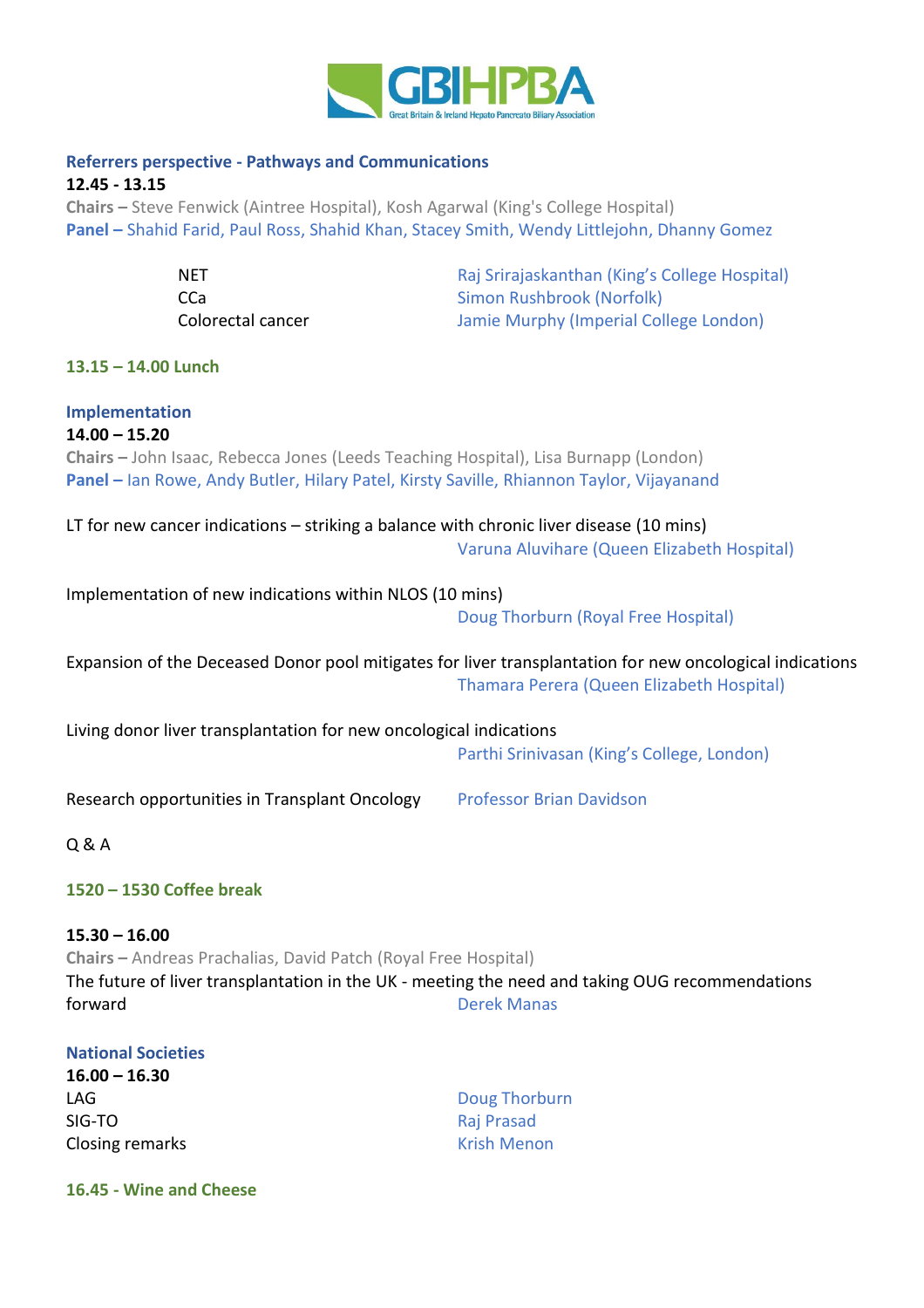GBIHPBA

Great Britain & Ireland Hepato Pancreato Biliary Association

### Referrers perspective - Pathways and Communications

**12.45 - 13.15**

**Chairs –** Steve Fenwick (Aintree Hospital), Kosh Agarwal (King's College Hospital)

**Panel –** Shahid Farid, Paul Ross, Shahid Khan, Stacey Smith, Wendy Littlejohn, Dhanny Gomez

| | |
|---|---|
| NET | Raj Srirajaskanthan (King's College Hospital) |
| CCa | Simon Rushbrook (Norfolk) |
| Colorectal cancer | Jamie Murphy (Imperial College London) |

**13.15 – 14.00 Lunch**

### Implementation

**14.00 – 15.20**

**Chairs –** John Isaac, Rebecca Jones (Leeds Teaching Hospital), Lisa Burnapp (London)

**Panel –** Ian Rowe, Andy Butler, Hilary Patel, Kirsty Saville, Rhiannon Taylor, Vijayanand

LT for new cancer indications – striking a balance with chronic liver disease (10 mins)
Varuna Aluvihare (Queen Elizabeth Hospital)

Implementation of new indications within NLOS (10 mins)
Doug Thorburn (Royal Free Hospital)

Expansion of the Deceased Donor pool mitigates for liver transplantation for new oncological indications
Thamara Perera (Queen Elizabeth Hospital)

Living donor liver transplantation for new oncological indications
Parthi Srinivasan (King's College, London)

Research opportunities in Transplant Oncology — Professor Brian Davidson

Q & A

**1520 – 1530 Coffee break**

**15.30 – 16.00**

**Chairs –** Andreas Prachalias, David Patch (Royal Free Hospital)

The future of liver transplantation in the UK - meeting the need and taking OUG recommendations forward — Derek Manas

### National Societies

**16.00 – 16.30**

| | |
|---|---|
| LAG | Doug Thorburn |
| SIG-TO | Raj Prasad |
| Closing remarks | Krish Menon |

**16.45 - Wine and Cheese**